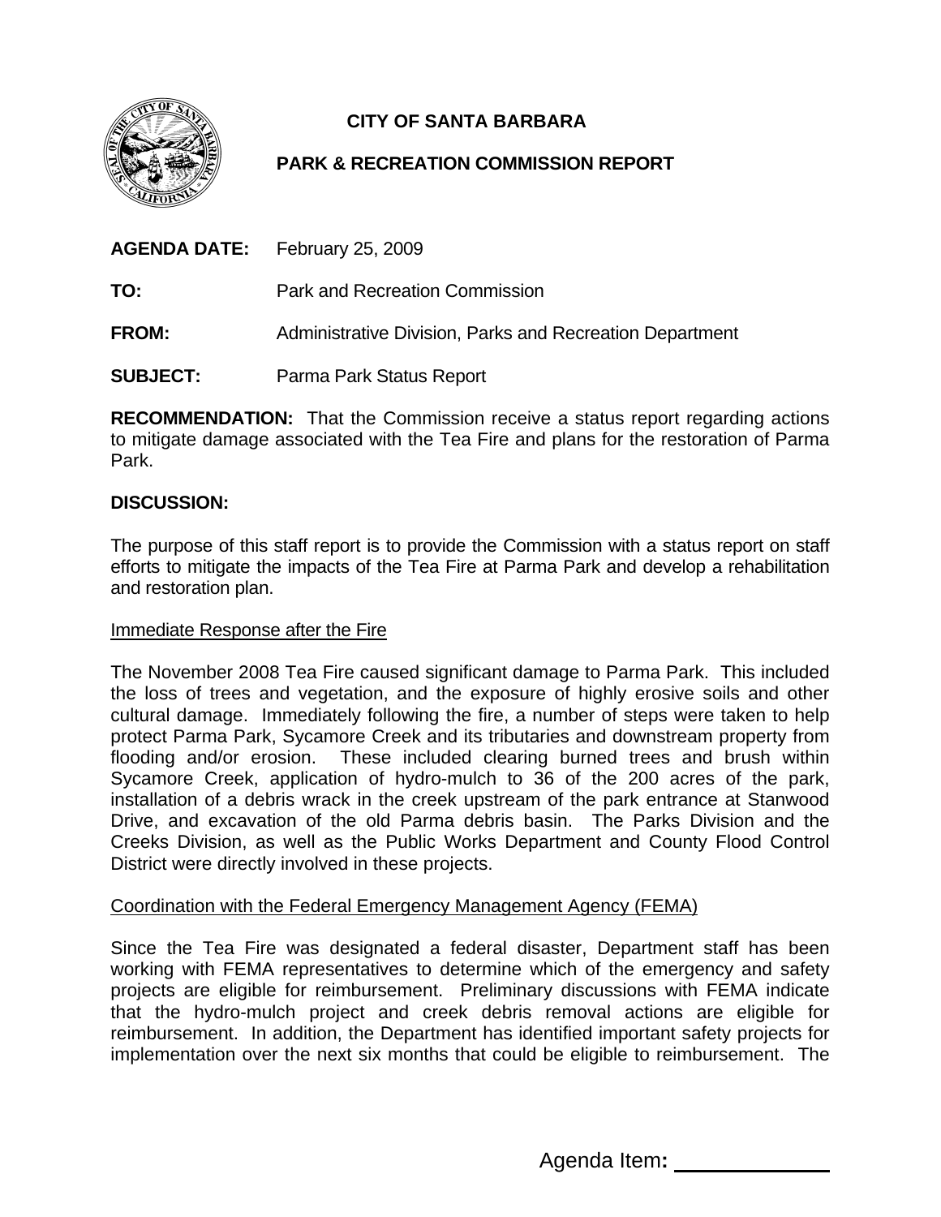# CITY OF SANTA BARBARA

## PARK & RECREATION COMMISSION REPORT

**AGENDA DATE:** February 25, 2009

**TO:** Park and Recreation Commission

**FROM:** Administrative Division, Parks and Recreation Department

**SUBJECT:** Parma Park Status Report

**RECOMMENDATION:** That the Commission receive a status report regarding actions to mitigate damage associated with the Tea Fire and plans for the restoration of Parma Park.

**DISCUSSION:**

The purpose of this staff report is to provide the Commission with a status report on staff efforts to mitigate the impacts of the Tea Fire at Parma Park and develop a rehabilitation and restoration plan.

Immediate Response after the Fire

The November 2008 Tea Fire caused significant damage to Parma Park. This included the loss of trees and vegetation, and the exposure of highly erosive soils and other cultural damage. Immediately following the fire, a number of steps were taken to help protect Parma Park, Sycamore Creek and its tributaries and downstream property from flooding and/or erosion. These included clearing burned trees and brush within Sycamore Creek, application of hydro-mulch to 36 of the 200 acres of the park, installation of a debris wrack in the creek upstream of the park entrance at Stanwood Drive, and excavation of the old Parma debris basin. The Parks Division and the Creeks Division, as well as the Public Works Department and County Flood Control District were directly involved in these projects.

Coordination with the Federal Emergency Management Agency (FEMA)

Since the Tea Fire was designated a federal disaster, Department staff has been working with FEMA representatives to determine which of the emergency and safety projects are eligible for reimbursement. Preliminary discussions with FEMA indicate that the hydro-mulch project and creek debris removal actions are eligible for reimbursement. In addition, the Department has identified important safety projects for implementation over the next six months that could be eligible to reimbursement. The

Agenda Item: ____________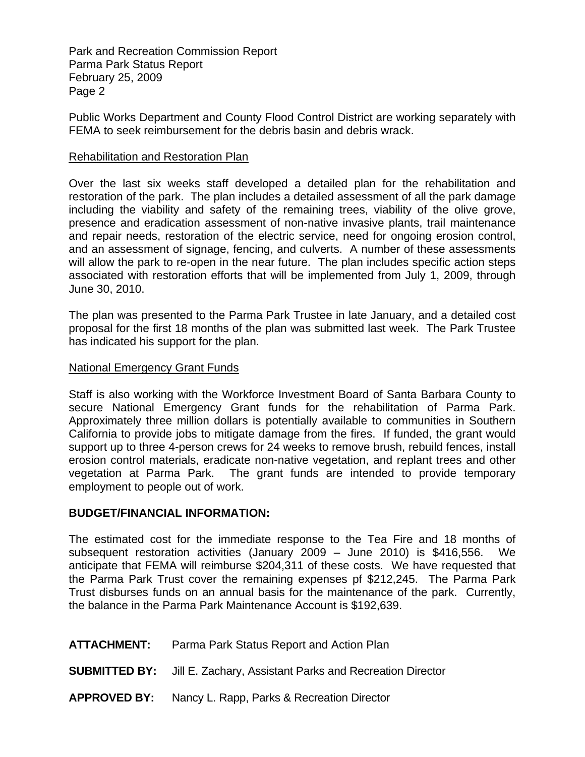Public Works Department and County Flood Control District are working separately with FEMA to seek reimbursement for the debris basin and debris wrack.

Rehabilitation and Restoration Plan

Over the last six weeks staff developed a detailed plan for the rehabilitation and restoration of the park. The plan includes a detailed assessment of all the park damage including the viability and safety of the remaining trees, viability of the olive grove, presence and eradication assessment of non-native invasive plants, trail maintenance and repair needs, restoration of the electric service, need for ongoing erosion control, and an assessment of signage, fencing, and culverts. A number of these assessments will allow the park to re-open in the near future. The plan includes specific action steps associated with restoration efforts that will be implemented from July 1, 2009, through June 30, 2010.

The plan was presented to the Parma Park Trustee in late January, and a detailed cost proposal for the first 18 months of the plan was submitted last week. The Park Trustee has indicated his support for the plan.

National Emergency Grant Funds

Staff is also working with the Workforce Investment Board of Santa Barbara County to secure National Emergency Grant funds for the rehabilitation of Parma Park. Approximately three million dollars is potentially available to communities in Southern California to provide jobs to mitigate damage from the fires. If funded, the grant would support up to three 4-person crews for 24 weeks to remove brush, rebuild fences, install erosion control materials, eradicate non-native vegetation, and replant trees and other vegetation at Parma Park. The grant funds are intended to provide temporary employment to people out of work.

**BUDGET/FINANCIAL INFORMATION:**

The estimated cost for the immediate response to the Tea Fire and 18 months of subsequent restoration activities (January 2009 – June 2010) is $416,556. We anticipate that FEMA will reimburse $204,311 of these costs. We have requested that the Parma Park Trust cover the remaining expenses pf $212,245. The Parma Park Trust disburses funds on an annual basis for the maintenance of the park. Currently, the balance in the Parma Park Maintenance Account is $192,639.

**ATTACHMENT:** Parma Park Status Report and Action Plan

**SUBMITTED BY:** Jill E. Zachary, Assistant Parks and Recreation Director

**APPROVED BY:** Nancy L. Rapp, Parks & Recreation Director